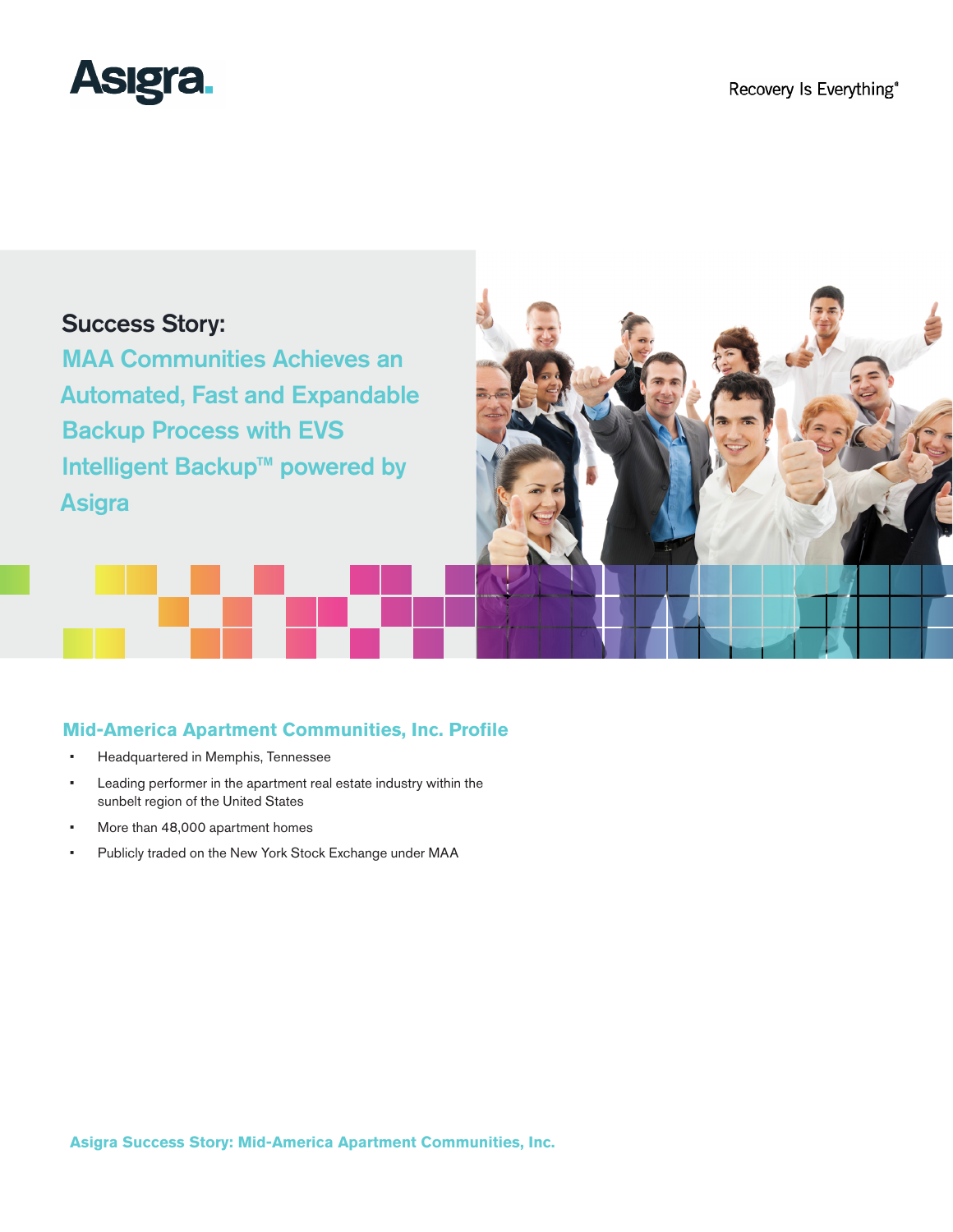Recovery Is Everything®

# Success Story: MAA Communities Achieves an Automated, Fast and Expandable Backup Process with EVS Intelligent Backup™ powered by Asigra

## Mid-America Apartment Communities, Inc. Profile

- Headquartered in Memphis, Tennessee
- Leading performer in the apartment real estate industry within the sunbelt region of the United States
- More than 48,000 apartment homes
- Publicly traded on the New York Stock Exchange under MAA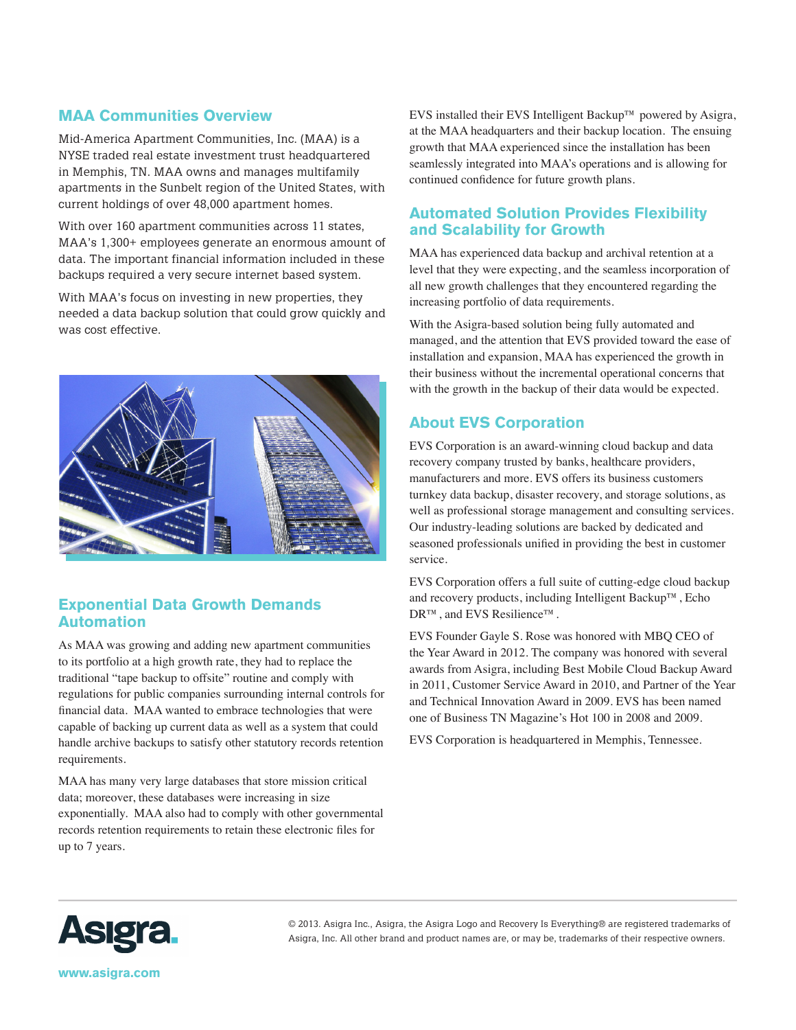## MAA Communities Overview

Mid-America Apartment Communities, Inc. (MAA) is a NYSE traded real estate investment trust headquartered in Memphis, TN. MAA owns and manages multifamily apartments in the Sunbelt region of the United States, with current holdings of over 48,000 apartment homes.

With over 160 apartment communities across 11 states, MAA's 1,300+ employees generate an enormous amount of data. The important financial information included in these backups required a very secure internet based system.

With MAA's focus on investing in new properties, they needed a data backup solution that could grow quickly and was cost effective.

## Exponential Data Growth Demands Automation

As MAA was growing and adding new apartment communities to its portfolio at a high growth rate, they had to replace the traditional "tape backup to offsite" routine and comply with regulations for public companies surrounding internal controls for financial data. MAA wanted to embrace technologies that were capable of backing up current data as well as a system that could handle archive backups to satisfy other statutory records retention requirements.

MAA has many very large databases that store mission critical data; moreover, these databases were increasing in size exponentially. MAA also had to comply with other governmental records retention requirements to retain these electronic files for up to 7 years.

EVS installed their EVS Intelligent Backup™ powered by Asigra, at the MAA headquarters and their backup location. The ensuing growth that MAA experienced since the installation has been seamlessly integrated into MAA's operations and is allowing for continued confidence for future growth plans.

## Automated Solution Provides Flexibility and Scalability for Growth

MAA has experienced data backup and archival retention at a level that they were expecting, and the seamless incorporation of all new growth challenges that they encountered regarding the increasing portfolio of data requirements.

With the Asigra-based solution being fully automated and managed, and the attention that EVS provided toward the ease of installation and expansion, MAA has experienced the growth in their business without the incremental operational concerns that with the growth in the backup of their data would be expected.

## About EVS Corporation

EVS Corporation is an award-winning cloud backup and data recovery company trusted by banks, healthcare providers, manufacturers and more. EVS offers its business customers turnkey data backup, disaster recovery, and storage solutions, as well as professional storage management and consulting services. Our industry-leading solutions are backed by dedicated and seasoned professionals unified in providing the best in customer service.

EVS Corporation offers a full suite of cutting-edge cloud backup and recovery products, including Intelligent Backup™ , Echo DR™ , and EVS Resilience™ .

EVS Founder Gayle S. Rose was honored with MBQ CEO of the Year Award in 2012. The company was honored with several awards from Asigra, including Best Mobile Cloud Backup Award in 2011, Customer Service Award in 2010, and Partner of the Year and Technical Innovation Award in 2009. EVS has been named one of Business TN Magazine's Hot 100 in 2008 and 2009.

EVS Corporation is headquartered in Memphis, Tennessee.

Asigra.

www.asigra.com

© 2013. Asigra Inc., Asigra, the Asigra Logo and Recovery Is Everything® are registered trademarks of Asigra, Inc. All other brand and product names are, or may be, trademarks of their respective owners.